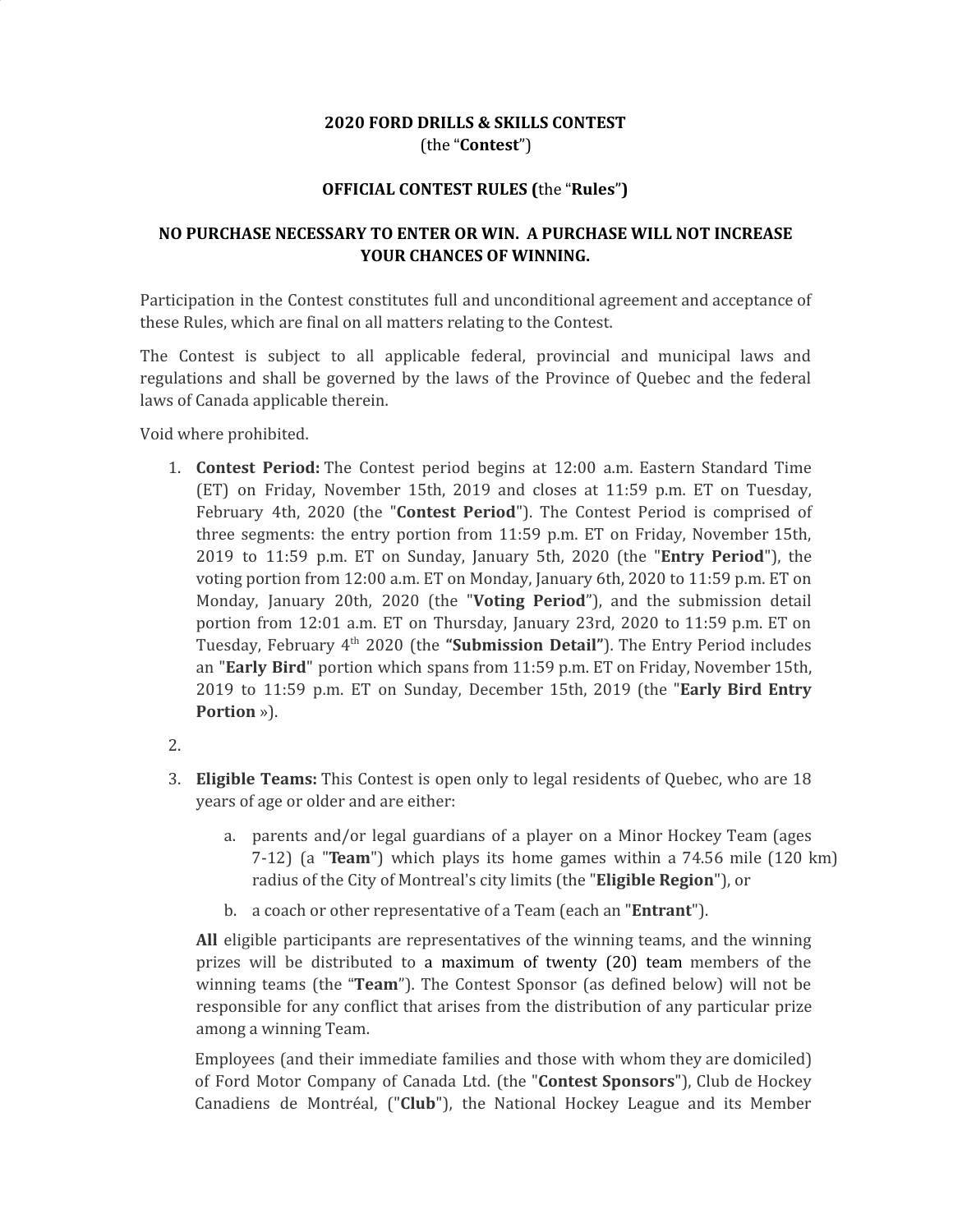**2020 FORD DRILLS & SKILLS CONTEST**
(the "**Contest**")

**OFFICIAL CONTEST RULES (**the "**Rules**"**)**

**NO PURCHASE NECESSARY TO ENTER OR WIN. A PURCHASE WILL NOT INCREASE YOUR CHANCES OF WINNING.**

Participation in the Contest constitutes full and unconditional agreement and acceptance of these Rules, which are final on all matters relating to the Contest.

The Contest is subject to all applicable federal, provincial and municipal laws and regulations and shall be governed by the laws of the Province of Quebec and the federal laws of Canada applicable therein.

Void where prohibited.

1. **Contest Period:** The Contest period begins at 12:00 a.m. Eastern Standard Time (ET) on Friday, November 15th, 2019 and closes at 11:59 p.m. ET on Tuesday, February 4th, 2020 (the "**Contest Period**"). The Contest Period is comprised of three segments: the entry portion from 11:59 p.m. ET on Friday, November 15th, 2019 to 11:59 p.m. ET on Sunday, January 5th, 2020 (the "**Entry Period**"), the voting portion from 12:00 a.m. ET on Monday, January 6th, 2020 to 11:59 p.m. ET on Monday, January 20th, 2020 (the "**Voting Period**"), and the submission detail portion from 12:01 a.m. ET on Thursday, January 23rd, 2020 to 11:59 p.m. ET on Tuesday, February 4th 2020 (the **"Submission Detail"**). The Entry Period includes an "**Early Bird**" portion which spans from 11:59 p.m. ET on Friday, November 15th, 2019 to 11:59 p.m. ET on Sunday, December 15th, 2019 (the "**Early Bird Entry Portion** »).

2.

3. **Eligible Teams:** This Contest is open only to legal residents of Quebec, who are 18 years of age or older and are either:

   a. parents and/or legal guardians of a player on a Minor Hockey Team (ages 7-12) (a "**Team**") which plays its home games within a 74.56 mile (120 km) radius of the City of Montreal's city limits (the "**Eligible Region**"), or

   b. a coach or other representative of a Team (each an "**Entrant**").

   **All** eligible participants are representatives of the winning teams, and the winning prizes will be distributed to a maximum of twenty (20) team members of the winning teams (the "**Team**"). The Contest Sponsor (as defined below) will not be responsible for any conflict that arises from the distribution of any particular prize among a winning Team.

   Employees (and their immediate families and those with whom they are domiciled) of Ford Motor Company of Canada Ltd. (the "**Contest Sponsors**"), Club de Hockey Canadiens de Montréal, ("**Club**"), the National Hockey League and its Member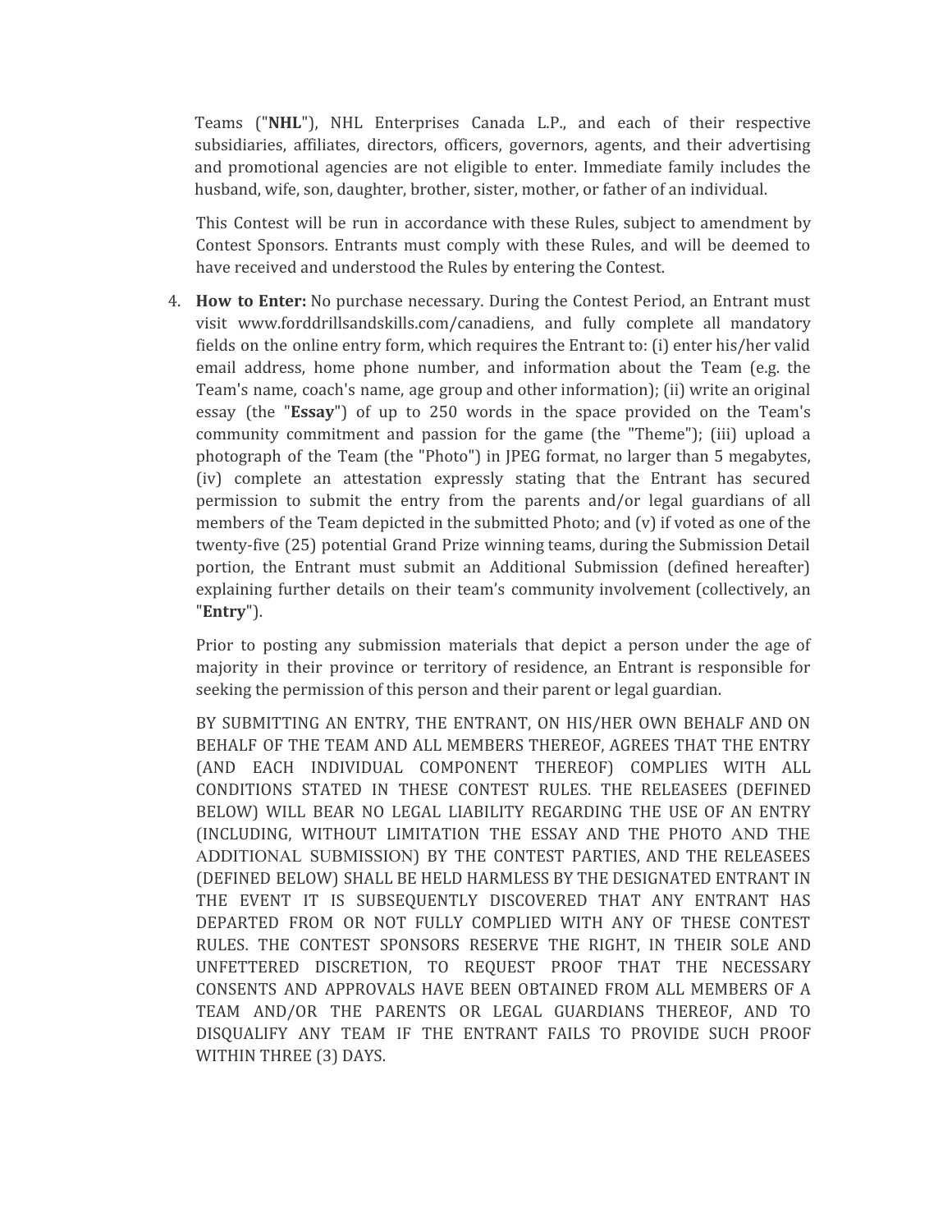Teams ("**NHL**"), NHL Enterprises Canada L.P., and each of their respective subsidiaries, affiliates, directors, officers, governors, agents, and their advertising and promotional agencies are not eligible to enter. Immediate family includes the husband, wife, son, daughter, brother, sister, mother, or father of an individual.

This Contest will be run in accordance with these Rules, subject to amendment by Contest Sponsors. Entrants must comply with these Rules, and will be deemed to have received and understood the Rules by entering the Contest.

4. **How to Enter:** No purchase necessary. During the Contest Period, an Entrant must visit www.forddrillsandskills.com/canadiens, and fully complete all mandatory fields on the online entry form, which requires the Entrant to: (i) enter his/her valid email address, home phone number, and information about the Team (e.g. the Team's name, coach's name, age group and other information); (ii) write an original essay (the "**Essay**") of up to 250 words in the space provided on the Team's community commitment and passion for the game (the "Theme"); (iii) upload a photograph of the Team (the "Photo") in JPEG format, no larger than 5 megabytes, (iv) complete an attestation expressly stating that the Entrant has secured permission to submit the entry from the parents and/or legal guardians of all members of the Team depicted in the submitted Photo; and (v) if voted as one of the twenty-five (25) potential Grand Prize winning teams, during the Submission Detail portion, the Entrant must submit an Additional Submission (defined hereafter) explaining further details on their team's community involvement (collectively, an "**Entry**").

   Prior to posting any submission materials that depict a person under the age of majority in their province or territory of residence, an Entrant is responsible for seeking the permission of this person and their parent or legal guardian.

   BY SUBMITTING AN ENTRY, THE ENTRANT, ON HIS/HER OWN BEHALF AND ON BEHALF OF THE TEAM AND ALL MEMBERS THEREOF, AGREES THAT THE ENTRY (AND EACH INDIVIDUAL COMPONENT THEREOF) COMPLIES WITH ALL CONDITIONS STATED IN THESE CONTEST RULES. THE RELEASEES (DEFINED BELOW) WILL BEAR NO LEGAL LIABILITY REGARDING THE USE OF AN ENTRY (INCLUDING, WITHOUT LIMITATION THE ESSAY AND THE PHOTO AND THE ADDITIONAL SUBMISSION) BY THE CONTEST PARTIES, AND THE RELEASEES (DEFINED BELOW) SHALL BE HELD HARMLESS BY THE DESIGNATED ENTRANT IN THE EVENT IT IS SUBSEQUENTLY DISCOVERED THAT ANY ENTRANT HAS DEPARTED FROM OR NOT FULLY COMPLIED WITH ANY OF THESE CONTEST RULES. THE CONTEST SPONSORS RESERVE THE RIGHT, IN THEIR SOLE AND UNFETTERED DISCRETION, TO REQUEST PROOF THAT THE NECESSARY CONSENTS AND APPROVALS HAVE BEEN OBTAINED FROM ALL MEMBERS OF A TEAM AND/OR THE PARENTS OR LEGAL GUARDIANS THEREOF, AND TO DISQUALIFY ANY TEAM IF THE ENTRANT FAILS TO PROVIDE SUCH PROOF WITHIN THREE (3) DAYS.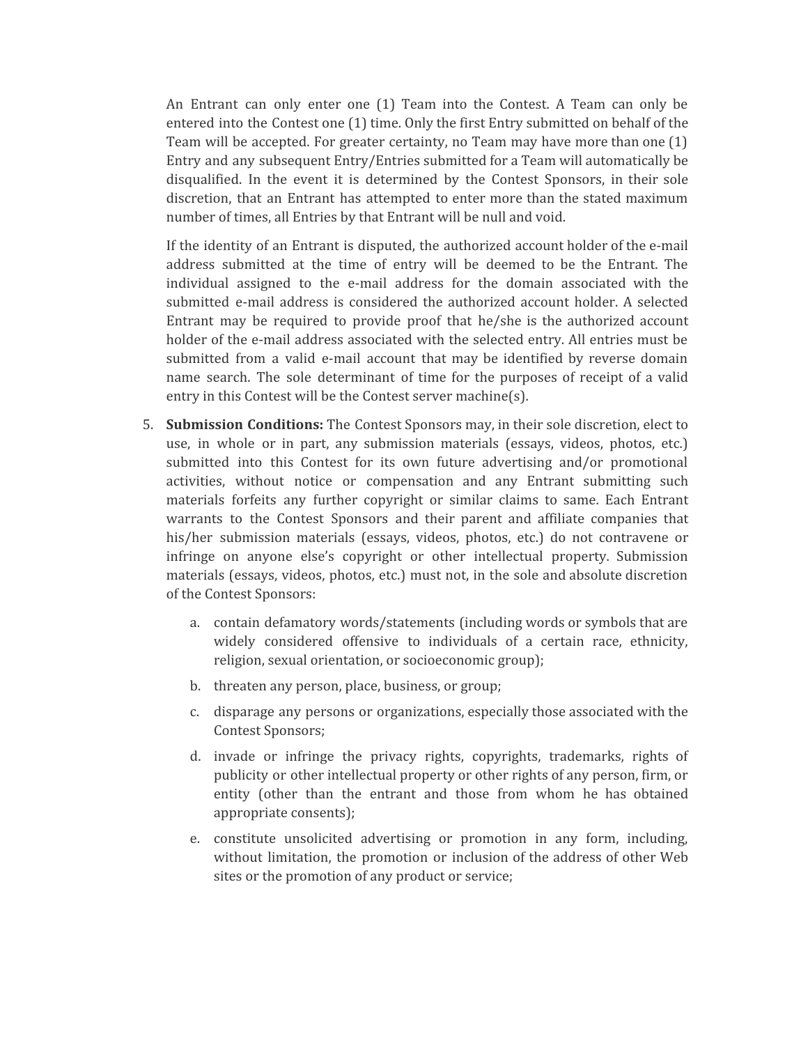An Entrant can only enter one (1) Team into the Contest. A Team can only be entered into the Contest one (1) time. Only the first Entry submitted on behalf of the Team will be accepted. For greater certainty, no Team may have more than one (1) Entry and any subsequent Entry/Entries submitted for a Team will automatically be disqualified. In the event it is determined by the Contest Sponsors, in their sole discretion, that an Entrant has attempted to enter more than the stated maximum number of times, all Entries by that Entrant will be null and void.

If the identity of an Entrant is disputed, the authorized account holder of the e-mail address submitted at the time of entry will be deemed to be the Entrant. The individual assigned to the e-mail address for the domain associated with the submitted e-mail address is considered the authorized account holder. A selected Entrant may be required to provide proof that he/she is the authorized account holder of the e-mail address associated with the selected entry. All entries must be submitted from a valid e-mail account that may be identified by reverse domain name search. The sole determinant of time for the purposes of receipt of a valid entry in this Contest will be the Contest server machine(s).

5. **Submission Conditions:** The Contest Sponsors may, in their sole discretion, elect to use, in whole or in part, any submission materials (essays, videos, photos, etc.) submitted into this Contest for its own future advertising and/or promotional activities, without notice or compensation and any Entrant submitting such materials forfeits any further copyright or similar claims to same. Each Entrant warrants to the Contest Sponsors and their parent and affiliate companies that his/her submission materials (essays, videos, photos, etc.) do not contravene or infringe on anyone else's copyright or other intellectual property. Submission materials (essays, videos, photos, etc.) must not, in the sole and absolute discretion of the Contest Sponsors:

   a. contain defamatory words/statements (including words or symbols that are widely considered offensive to individuals of a certain race, ethnicity, religion, sexual orientation, or socioeconomic group);

   b. threaten any person, place, business, or group;

   c. disparage any persons or organizations, especially those associated with the Contest Sponsors;

   d. invade or infringe the privacy rights, copyrights, trademarks, rights of publicity or other intellectual property or other rights of any person, firm, or entity (other than the entrant and those from whom he has obtained appropriate consents);

   e. constitute unsolicited advertising or promotion in any form, including, without limitation, the promotion or inclusion of the address of other Web sites or the promotion of any product or service;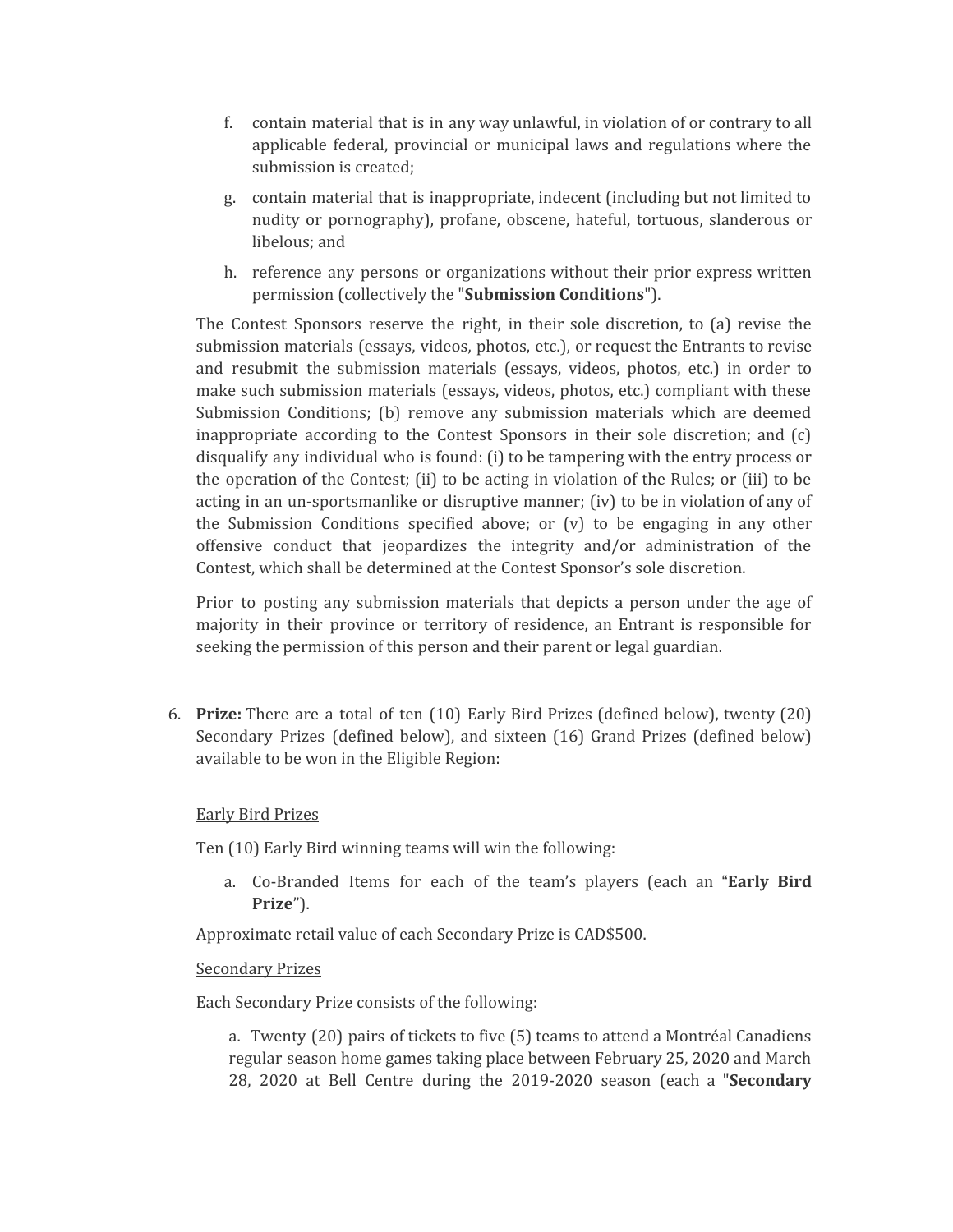f. contain material that is in any way unlawful, in violation of or contrary to all applicable federal, provincial or municipal laws and regulations where the submission is created;

g. contain material that is inappropriate, indecent (including but not limited to nudity or pornography), profane, obscene, hateful, tortuous, slanderous or libelous; and

h. reference any persons or organizations without their prior express written permission (collectively the "**Submission Conditions**").

The Contest Sponsors reserve the right, in their sole discretion, to (a) revise the submission materials (essays, videos, photos, etc.), or request the Entrants to revise and resubmit the submission materials (essays, videos, photos, etc.) in order to make such submission materials (essays, videos, photos, etc.) compliant with these Submission Conditions; (b) remove any submission materials which are deemed inappropriate according to the Contest Sponsors in their sole discretion; and (c) disqualify any individual who is found: (i) to be tampering with the entry process or the operation of the Contest; (ii) to be acting in violation of the Rules; or (iii) to be acting in an un-sportsmanlike or disruptive manner; (iv) to be in violation of any of the Submission Conditions specified above; or (v) to be engaging in any other offensive conduct that jeopardizes the integrity and/or administration of the Contest, which shall be determined at the Contest Sponsor's sole discretion.

Prior to posting any submission materials that depicts a person under the age of majority in their province or territory of residence, an Entrant is responsible for seeking the permission of this person and their parent or legal guardian.

6. **Prize:** There are a total of ten (10) Early Bird Prizes (defined below), twenty (20) Secondary Prizes (defined below), and sixteen (16) Grand Prizes (defined below) available to be won in the Eligible Region:

<u>Early Bird Prizes</u>

Ten (10) Early Bird winning teams will win the following:

a. Co-Branded Items for each of the team's players (each an "**Early Bird Prize**").

Approximate retail value of each Secondary Prize is CAD$500.

<u>Secondary Prizes</u>

Each Secondary Prize consists of the following:

a. Twenty (20) pairs of tickets to five (5) teams to attend a Montréal Canadiens regular season home games taking place between February 25, 2020 and March 28, 2020 at Bell Centre during the 2019-2020 season (each a "**Secondary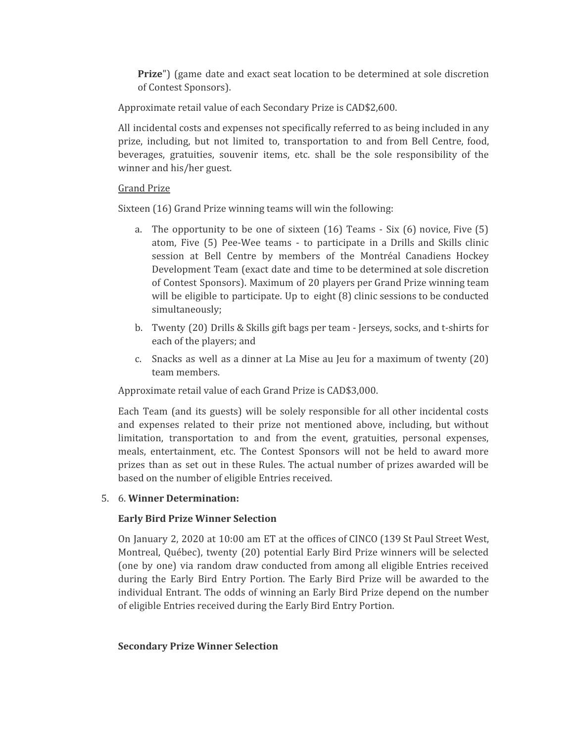**Prize**") (game date and exact seat location to be determined at sole discretion of Contest Sponsors).

Approximate retail value of each Secondary Prize is CAD$2,600.

All incidental costs and expenses not specifically referred to as being included in any prize, including, but not limited to, transportation to and from Bell Centre, food, beverages, gratuities, souvenir items, etc. shall be the sole responsibility of the winner and his/her guest.

Grand Prize

Sixteen (16) Grand Prize winning teams will win the following:

a. The opportunity to be one of sixteen (16) Teams - Six (6) novice, Five (5) atom, Five (5) Pee-Wee teams - to participate in a Drills and Skills clinic session at Bell Centre by members of the Montréal Canadiens Hockey Development Team (exact date and time to be determined at sole discretion of Contest Sponsors). Maximum of 20 players per Grand Prize winning team will be eligible to participate. Up to eight (8) clinic sessions to be conducted simultaneously;
b. Twenty (20) Drills & Skills gift bags per team - Jerseys, socks, and t-shirts for each of the players; and
c. Snacks as well as a dinner at La Mise au Jeu for a maximum of twenty (20) team members.

Approximate retail value of each Grand Prize is CAD$3,000.

Each Team (and its guests) will be solely responsible for all other incidental costs and expenses related to their prize not mentioned above, including, but without limitation, transportation to and from the event, gratuities, personal expenses, meals, entertainment, etc. The Contest Sponsors will not be held to award more prizes than as set out in these Rules. The actual number of prizes awarded will be based on the number of eligible Entries received.

5. 6. **Winner Determination:**

**Early Bird Prize Winner Selection**

On January 2, 2020 at 10:00 am ET at the offices of CINCO (139 St Paul Street West, Montreal, Québec), twenty (20) potential Early Bird Prize winners will be selected (one by one) via random draw conducted from among all eligible Entries received during the Early Bird Entry Portion. The Early Bird Prize will be awarded to the individual Entrant. The odds of winning an Early Bird Prize depend on the number of eligible Entries received during the Early Bird Entry Portion.

**Secondary Prize Winner Selection**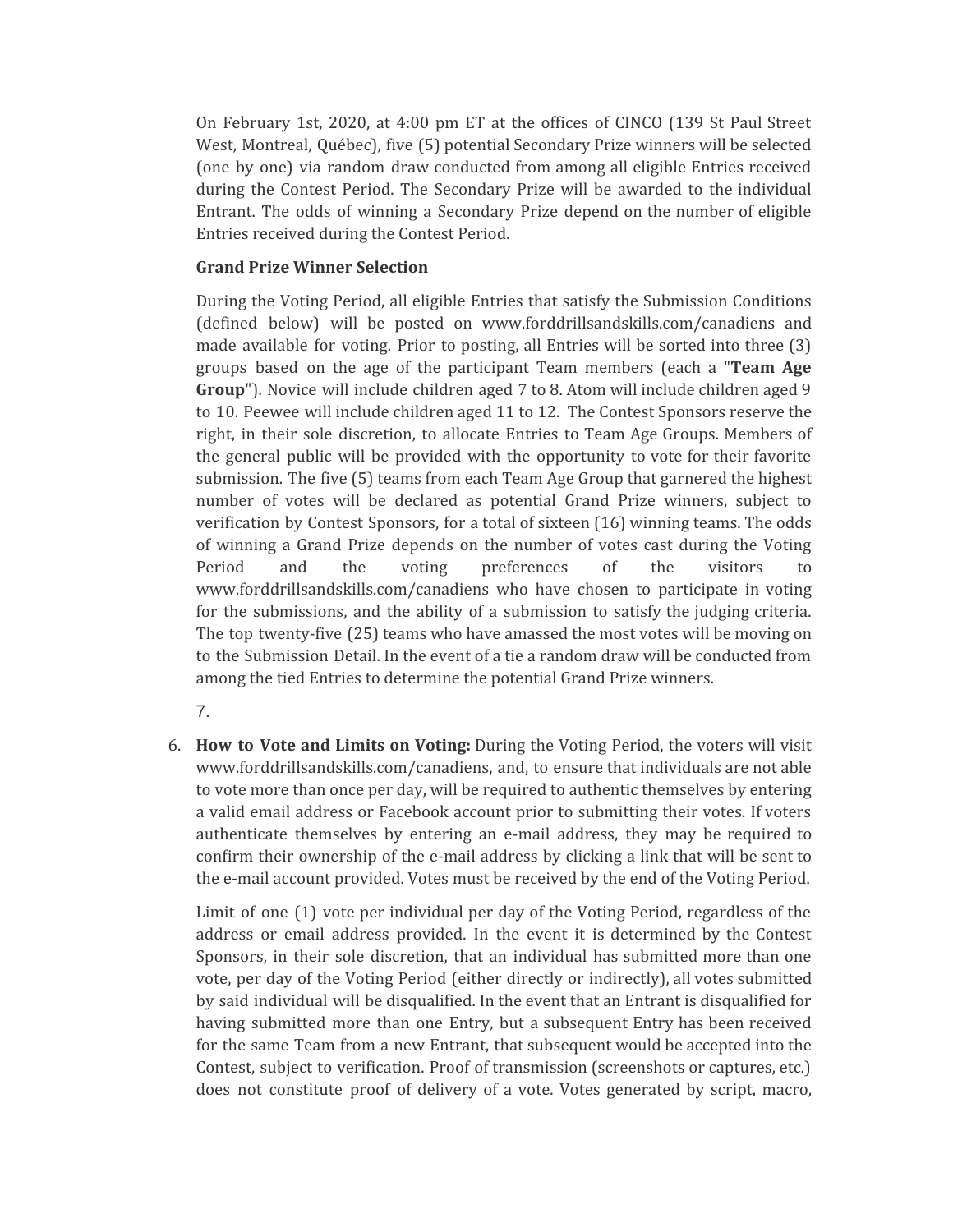On February 1st, 2020, at 4:00 pm ET at the offices of CINCO (139 St Paul Street West, Montreal, Québec), five (5) potential Secondary Prize winners will be selected (one by one) via random draw conducted from among all eligible Entries received during the Contest Period. The Secondary Prize will be awarded to the individual Entrant. The odds of winning a Secondary Prize depend on the number of eligible Entries received during the Contest Period.

**Grand Prize Winner Selection**

During the Voting Period, all eligible Entries that satisfy the Submission Conditions (defined below) will be posted on www.forddrillsandskills.com/canadiens and made available for voting. Prior to posting, all Entries will be sorted into three (3) groups based on the age of the participant Team members (each a "**Team Age Group**"). Novice will include children aged 7 to 8. Atom will include children aged 9 to 10. Peewee will include children aged 11 to 12. The Contest Sponsors reserve the right, in their sole discretion, to allocate Entries to Team Age Groups. Members of the general public will be provided with the opportunity to vote for their favorite submission. The five (5) teams from each Team Age Group that garnered the highest number of votes will be declared as potential Grand Prize winners, subject to verification by Contest Sponsors, for a total of sixteen (16) winning teams. The odds of winning a Grand Prize depends on the number of votes cast during the Voting Period and the voting preferences of the visitors to www.forddrillsandskills.com/canadiens who have chosen to participate in voting for the submissions, and the ability of a submission to satisfy the judging criteria. The top twenty-five (25) teams who have amassed the most votes will be moving on to the Submission Detail. In the event of a tie a random draw will be conducted from among the tied Entries to determine the potential Grand Prize winners.

7.

6. **How to Vote and Limits on Voting:** During the Voting Period, the voters will visit www.forddrillsandskills.com/canadiens, and, to ensure that individuals are not able to vote more than once per day, will be required to authentic themselves by entering a valid email address or Facebook account prior to submitting their votes. If voters authenticate themselves by entering an e-mail address, they may be required to confirm their ownership of the e-mail address by clicking a link that will be sent to the e-mail account provided. Votes must be received by the end of the Voting Period.

   Limit of one (1) vote per individual per day of the Voting Period, regardless of the address or email address provided. In the event it is determined by the Contest Sponsors, in their sole discretion, that an individual has submitted more than one vote, per day of the Voting Period (either directly or indirectly), all votes submitted by said individual will be disqualified. In the event that an Entrant is disqualified for having submitted more than one Entry, but a subsequent Entry has been received for the same Team from a new Entrant, that subsequent would be accepted into the Contest, subject to verification. Proof of transmission (screenshots or captures, etc.) does not constitute proof of delivery of a vote. Votes generated by script, macro,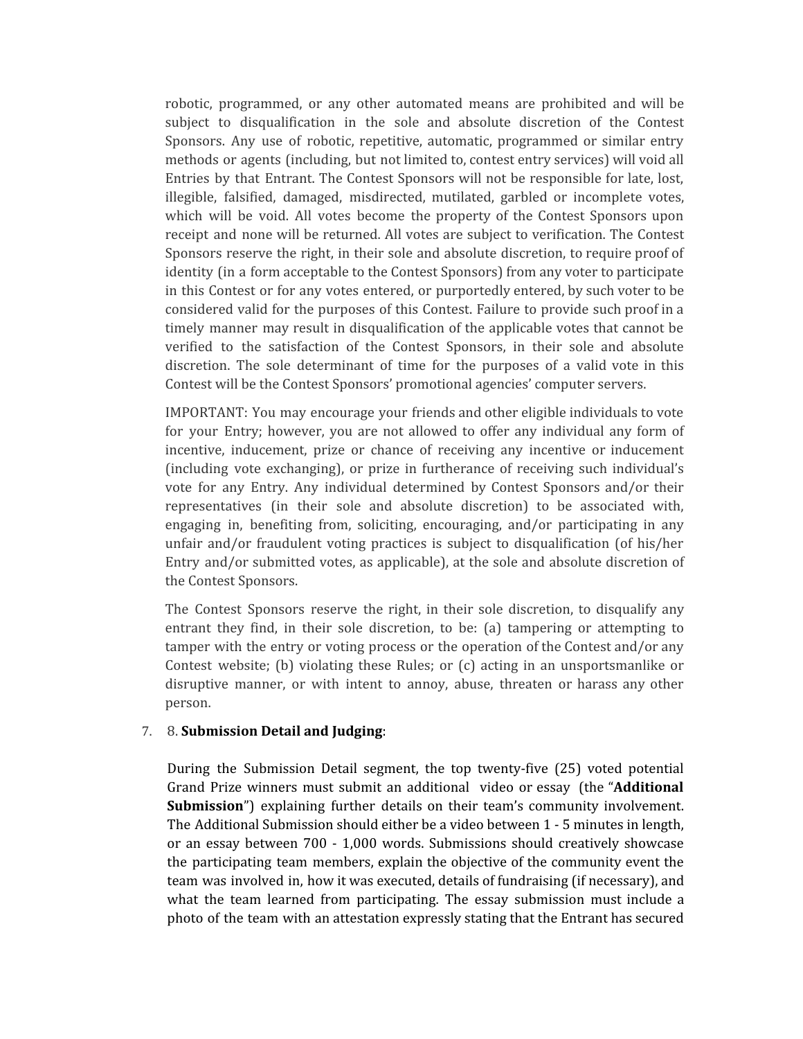robotic, programmed, or any other automated means are prohibited and will be subject to disqualification in the sole and absolute discretion of the Contest Sponsors. Any use of robotic, repetitive, automatic, programmed or similar entry methods or agents (including, but not limited to, contest entry services) will void all Entries by that Entrant. The Contest Sponsors will not be responsible for late, lost, illegible, falsified, damaged, misdirected, mutilated, garbled or incomplete votes, which will be void. All votes become the property of the Contest Sponsors upon receipt and none will be returned. All votes are subject to verification. The Contest Sponsors reserve the right, in their sole and absolute discretion, to require proof of identity (in a form acceptable to the Contest Sponsors) from any voter to participate in this Contest or for any votes entered, or purportedly entered, by such voter to be considered valid for the purposes of this Contest. Failure to provide such proof in a timely manner may result in disqualification of the applicable votes that cannot be verified to the satisfaction of the Contest Sponsors, in their sole and absolute discretion. The sole determinant of time for the purposes of a valid vote in this Contest will be the Contest Sponsors' promotional agencies' computer servers.

IMPORTANT: You may encourage your friends and other eligible individuals to vote for your Entry; however, you are not allowed to offer any individual any form of incentive, inducement, prize or chance of receiving any incentive or inducement (including vote exchanging), or prize in furtherance of receiving such individual's vote for any Entry. Any individual determined by Contest Sponsors and/or their representatives (in their sole and absolute discretion) to be associated with, engaging in, benefiting from, soliciting, encouraging, and/or participating in any unfair and/or fraudulent voting practices is subject to disqualification (of his/her Entry and/or submitted votes, as applicable), at the sole and absolute discretion of the Contest Sponsors.

The Contest Sponsors reserve the right, in their sole discretion, to disqualify any entrant they find, in their sole discretion, to be: (a) tampering or attempting to tamper with the entry or voting process or the operation of the Contest and/or any Contest website; (b) violating these Rules; or (c) acting in an unsportsmanlike or disruptive manner, or with intent to annoy, abuse, threaten or harass any other person.

7. 8. **Submission Detail and Judging**:

   During the Submission Detail segment, the top twenty-five (25) voted potential Grand Prize winners must submit an additional video or essay (the "**Additional Submission**") explaining further details on their team's community involvement. The Additional Submission should either be a video between 1 - 5 minutes in length, or an essay between 700 - 1,000 words. Submissions should creatively showcase the participating team members, explain the objective of the community event the team was involved in, how it was executed, details of fundraising (if necessary), and what the team learned from participating. The essay submission must include a photo of the team with an attestation expressly stating that the Entrant has secured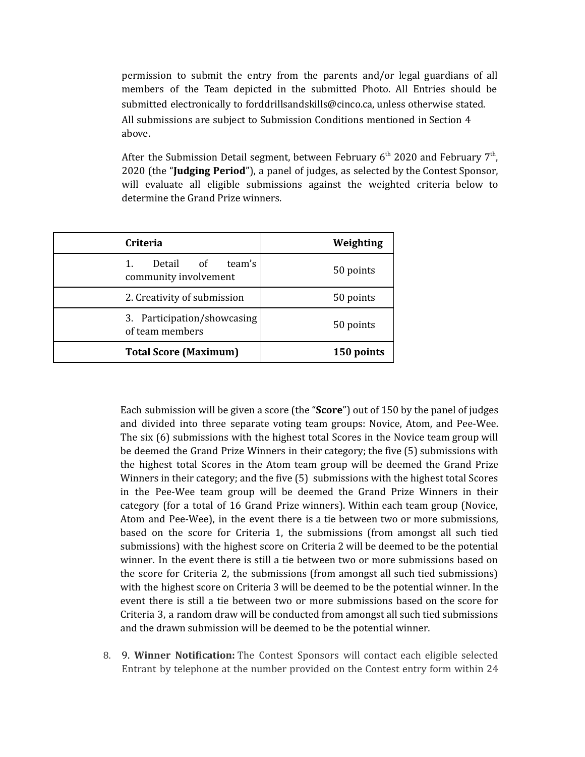permission to submit the entry from the parents and/or legal guardians of all members of the Team depicted in the submitted Photo. All Entries should be submitted electronically to forddrillsandskills@cinco.ca, unless otherwise stated. All submissions are subject to Submission Conditions mentioned in Section 4 above.

After the Submission Detail segment, between February 6th 2020 and February 7th, 2020 (the "**Judging Period**"), a panel of judges, as selected by the Contest Sponsor, will evaluate all eligible submissions against the weighted criteria below to determine the Grand Prize winners.

| **Criteria** | **Weighting** |
|---|---|
| 1. Detail of team's community involvement | 50 points |
| 2. Creativity of submission | 50 points |
| 3. Participation/showcasing of team members | 50 points |
| **Total Score (Maximum)** | **150 points** |

Each submission will be given a score (the "**Score**") out of 150 by the panel of judges and divided into three separate voting team groups: Novice, Atom, and Pee-Wee. The six (6) submissions with the highest total Scores in the Novice team group will be deemed the Grand Prize Winners in their category; the five (5) submissions with the highest total Scores in the Atom team group will be deemed the Grand Prize Winners in their category; and the five (5) submissions with the highest total Scores in the Pee-Wee team group will be deemed the Grand Prize Winners in their category (for a total of 16 Grand Prize winners). Within each team group (Novice, Atom and Pee-Wee), in the event there is a tie between two or more submissions, based on the score for Criteria 1, the submissions (from amongst all such tied submissions) with the highest score on Criteria 2 will be deemed to be the potential winner. In the event there is still a tie between two or more submissions based on the score for Criteria 2, the submissions (from amongst all such tied submissions) with the highest score on Criteria 3 will be deemed to be the potential winner. In the event there is still a tie between two or more submissions based on the score for Criteria 3, a random draw will be conducted from amongst all such tied submissions and the drawn submission will be deemed to be the potential winner.

8. 9. **Winner Notification:** The Contest Sponsors will contact each eligible selected Entrant by telephone at the number provided on the Contest entry form within 24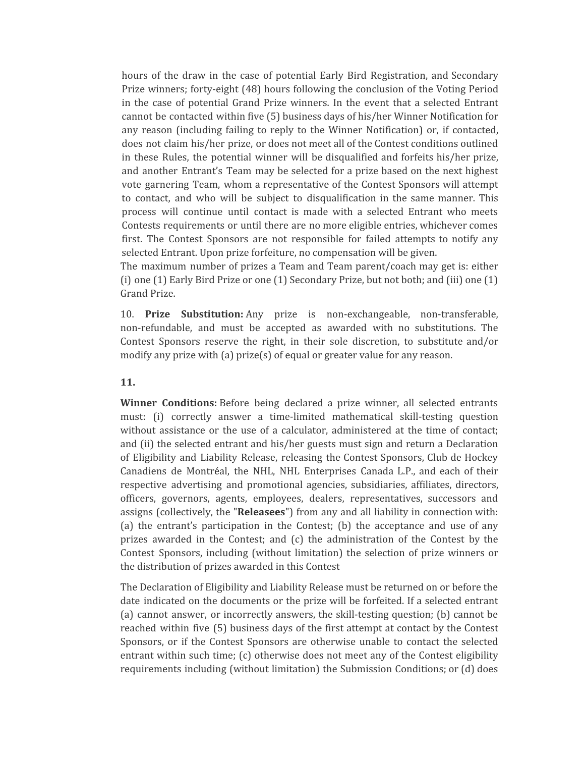hours of the draw in the case of potential Early Bird Registration, and Secondary Prize winners; forty-eight (48) hours following the conclusion of the Voting Period in the case of potential Grand Prize winners. In the event that a selected Entrant cannot be contacted within five (5) business days of his/her Winner Notification for any reason (including failing to reply to the Winner Notification) or, if contacted, does not claim his/her prize, or does not meet all of the Contest conditions outlined in these Rules, the potential winner will be disqualified and forfeits his/her prize, and another Entrant's Team may be selected for a prize based on the next highest vote garnering Team, whom a representative of the Contest Sponsors will attempt to contact, and who will be subject to disqualification in the same manner. This process will continue until contact is made with a selected Entrant who meets Contests requirements or until there are no more eligible entries, whichever comes first. The Contest Sponsors are not responsible for failed attempts to notify any selected Entrant. Upon prize forfeiture, no compensation will be given.

The maximum number of prizes a Team and Team parent/coach may get is: either (i) one (1) Early Bird Prize or one (1) Secondary Prize, but not both; and (iii) one (1) Grand Prize.

10. **Prize Substitution:** Any prize is non-exchangeable, non-transferable, non-refundable, and must be accepted as awarded with no substitutions. The Contest Sponsors reserve the right, in their sole discretion, to substitute and/or modify any prize with (a) prize(s) of equal or greater value for any reason.

**11.**

**Winner Conditions:** Before being declared a prize winner, all selected entrants must: (i) correctly answer a time-limited mathematical skill-testing question without assistance or the use of a calculator, administered at the time of contact; and (ii) the selected entrant and his/her guests must sign and return a Declaration of Eligibility and Liability Release, releasing the Contest Sponsors, Club de Hockey Canadiens de Montréal, the NHL, NHL Enterprises Canada L.P., and each of their respective advertising and promotional agencies, subsidiaries, affiliates, directors, officers, governors, agents, employees, dealers, representatives, successors and assigns (collectively, the "**Releasees**") from any and all liability in connection with: (a) the entrant's participation in the Contest; (b) the acceptance and use of any prizes awarded in the Contest; and (c) the administration of the Contest by the Contest Sponsors, including (without limitation) the selection of prize winners or the distribution of prizes awarded in this Contest

The Declaration of Eligibility and Liability Release must be returned on or before the date indicated on the documents or the prize will be forfeited. If a selected entrant (a) cannot answer, or incorrectly answers, the skill-testing question; (b) cannot be reached within five (5) business days of the first attempt at contact by the Contest Sponsors, or if the Contest Sponsors are otherwise unable to contact the selected entrant within such time; (c) otherwise does not meet any of the Contest eligibility requirements including (without limitation) the Submission Conditions; or (d) does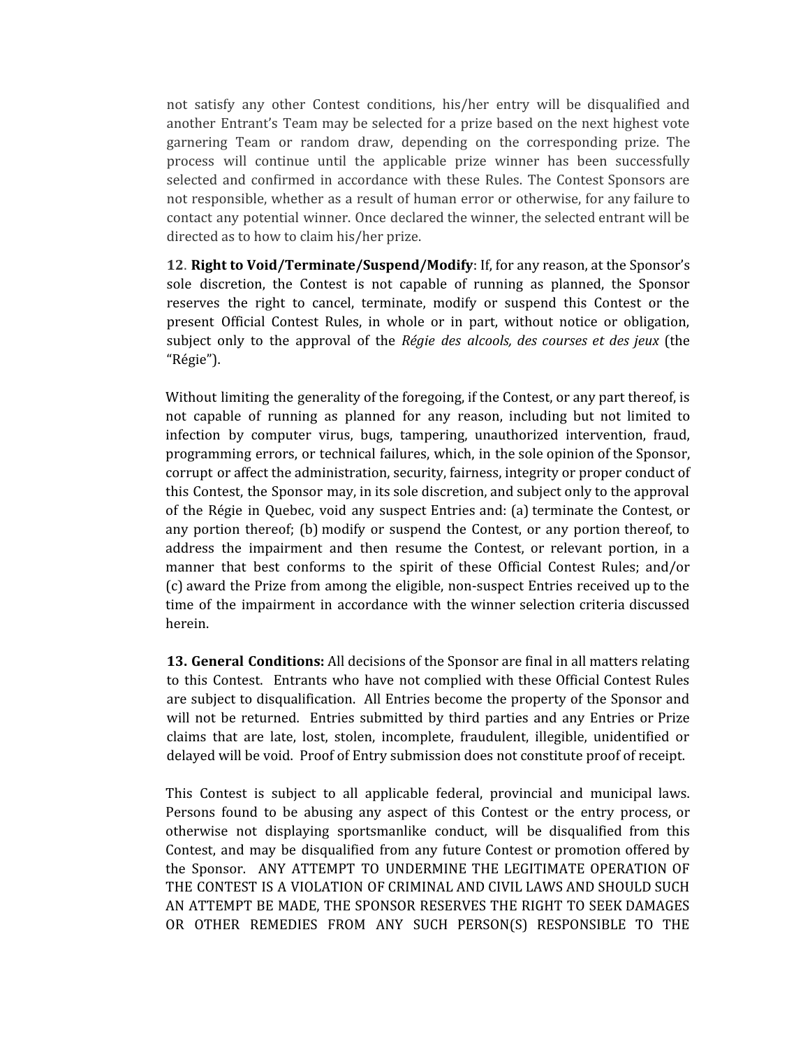not satisfy any other Contest conditions, his/her entry will be disqualified and another Entrant's Team may be selected for a prize based on the next highest vote garnering Team or random draw, depending on the corresponding prize. The process will continue until the applicable prize winner has been successfully selected and confirmed in accordance with these Rules. The Contest Sponsors are not responsible, whether as a result of human error or otherwise, for any failure to contact any potential winner. Once declared the winner, the selected entrant will be directed as to how to claim his/her prize.

12. **Right to Void/Terminate/Suspend/Modify**: If, for any reason, at the Sponsor's sole discretion, the Contest is not capable of running as planned, the Sponsor reserves the right to cancel, terminate, modify or suspend this Contest or the present Official Contest Rules, in whole or in part, without notice or obligation, subject only to the approval of the *Régie des alcools, des courses et des jeux* (the "Régie").

Without limiting the generality of the foregoing, if the Contest, or any part thereof, is not capable of running as planned for any reason, including but not limited to infection by computer virus, bugs, tampering, unauthorized intervention, fraud, programming errors, or technical failures, which, in the sole opinion of the Sponsor, corrupt or affect the administration, security, fairness, integrity or proper conduct of this Contest, the Sponsor may, in its sole discretion, and subject only to the approval of the Régie in Quebec, void any suspect Entries and: (a) terminate the Contest, or any portion thereof; (b) modify or suspend the Contest, or any portion thereof, to address the impairment and then resume the Contest, or relevant portion, in a manner that best conforms to the spirit of these Official Contest Rules; and/or (c) award the Prize from among the eligible, non-suspect Entries received up to the time of the impairment in accordance with the winner selection criteria discussed herein.

**13. General Conditions:** All decisions of the Sponsor are final in all matters relating to this Contest. Entrants who have not complied with these Official Contest Rules are subject to disqualification. All Entries become the property of the Sponsor and will not be returned. Entries submitted by third parties and any Entries or Prize claims that are late, lost, stolen, incomplete, fraudulent, illegible, unidentified or delayed will be void. Proof of Entry submission does not constitute proof of receipt.

This Contest is subject to all applicable federal, provincial and municipal laws. Persons found to be abusing any aspect of this Contest or the entry process, or otherwise not displaying sportsmanlike conduct, will be disqualified from this Contest, and may be disqualified from any future Contest or promotion offered by the Sponsor. ANY ATTEMPT TO UNDERMINE THE LEGITIMATE OPERATION OF THE CONTEST IS A VIOLATION OF CRIMINAL AND CIVIL LAWS AND SHOULD SUCH AN ATTEMPT BE MADE, THE SPONSOR RESERVES THE RIGHT TO SEEK DAMAGES OR OTHER REMEDIES FROM ANY SUCH PERSON(S) RESPONSIBLE TO THE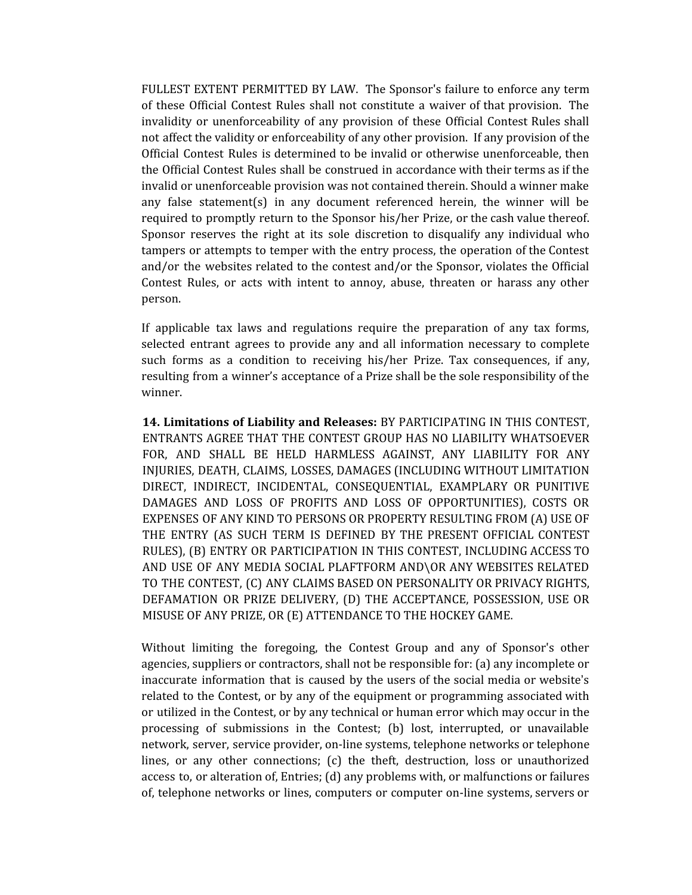FULLEST EXTENT PERMITTED BY LAW. The Sponsor's failure to enforce any term of these Official Contest Rules shall not constitute a waiver of that provision. The invalidity or unenforceability of any provision of these Official Contest Rules shall not affect the validity or enforceability of any other provision. If any provision of the Official Contest Rules is determined to be invalid or otherwise unenforceable, then the Official Contest Rules shall be construed in accordance with their terms as if the invalid or unenforceable provision was not contained therein. Should a winner make any false statement(s) in any document referenced herein, the winner will be required to promptly return to the Sponsor his/her Prize, or the cash value thereof. Sponsor reserves the right at its sole discretion to disqualify any individual who tampers or attempts to temper with the entry process, the operation of the Contest and/or the websites related to the contest and/or the Sponsor, violates the Official Contest Rules, or acts with intent to annoy, abuse, threaten or harass any other person.

If applicable tax laws and regulations require the preparation of any tax forms, selected entrant agrees to provide any and all information necessary to complete such forms as a condition to receiving his/her Prize. Tax consequences, if any, resulting from a winner's acceptance of a Prize shall be the sole responsibility of the winner.

**14. Limitations of Liability and Releases:** BY PARTICIPATING IN THIS CONTEST, ENTRANTS AGREE THAT THE CONTEST GROUP HAS NO LIABILITY WHATSOEVER FOR, AND SHALL BE HELD HARMLESS AGAINST, ANY LIABILITY FOR ANY INJURIES, DEATH, CLAIMS, LOSSES, DAMAGES (INCLUDING WITHOUT LIMITATION DIRECT, INDIRECT, INCIDENTAL, CONSEQUENTIAL, EXAMPLARY OR PUNITIVE DAMAGES AND LOSS OF PROFITS AND LOSS OF OPPORTUNITIES), COSTS OR EXPENSES OF ANY KIND TO PERSONS OR PROPERTY RESULTING FROM (A) USE OF THE ENTRY (AS SUCH TERM IS DEFINED BY THE PRESENT OFFICIAL CONTEST RULES), (B) ENTRY OR PARTICIPATION IN THIS CONTEST, INCLUDING ACCESS TO AND USE OF ANY MEDIA SOCIAL PLAFTFORM AND\OR ANY WEBSITES RELATED TO THE CONTEST, (C) ANY CLAIMS BASED ON PERSONALITY OR PRIVACY RIGHTS, DEFAMATION OR PRIZE DELIVERY, (D) THE ACCEPTANCE, POSSESSION, USE OR MISUSE OF ANY PRIZE, OR (E) ATTENDANCE TO THE HOCKEY GAME.

Without limiting the foregoing, the Contest Group and any of Sponsor's other agencies, suppliers or contractors, shall not be responsible for: (a) any incomplete or inaccurate information that is caused by the users of the social media or website's related to the Contest, or by any of the equipment or programming associated with or utilized in the Contest, or by any technical or human error which may occur in the processing of submissions in the Contest; (b) lost, interrupted, or unavailable network, server, service provider, on-line systems, telephone networks or telephone lines, or any other connections; (c) the theft, destruction, loss or unauthorized access to, or alteration of, Entries; (d) any problems with, or malfunctions or failures of, telephone networks or lines, computers or computer on-line systems, servers or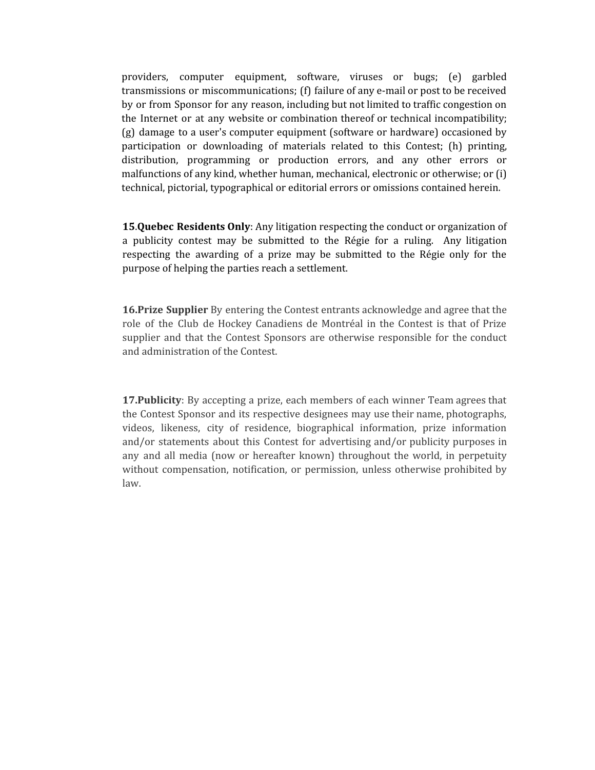providers, computer equipment, software, viruses or bugs; (e) garbled transmissions or miscommunications; (f) failure of any e-mail or post to be received by or from Sponsor for any reason, including but not limited to traffic congestion on the Internet or at any website or combination thereof or technical incompatibility; (g) damage to a user's computer equipment (software or hardware) occasioned by participation or downloading of materials related to this Contest; (h) printing, distribution, programming or production errors, and any other errors or malfunctions of any kind, whether human, mechanical, electronic or otherwise; or (i) technical, pictorial, typographical or editorial errors or omissions contained herein.

**15**.**Quebec Residents Only**: Any litigation respecting the conduct or organization of a publicity contest may be submitted to the Régie for a ruling. Any litigation respecting the awarding of a prize may be submitted to the Régie only for the purpose of helping the parties reach a settlement.

**16.Prize Supplier** By entering the Contest entrants acknowledge and agree that the role of the Club de Hockey Canadiens de Montréal in the Contest is that of Prize supplier and that the Contest Sponsors are otherwise responsible for the conduct and administration of the Contest.

**17.Publicity**: By accepting a prize, each members of each winner Team agrees that the Contest Sponsor and its respective designees may use their name, photographs, videos, likeness, city of residence, biographical information, prize information and/or statements about this Contest for advertising and/or publicity purposes in any and all media (now or hereafter known) throughout the world, in perpetuity without compensation, notification, or permission, unless otherwise prohibited by law.